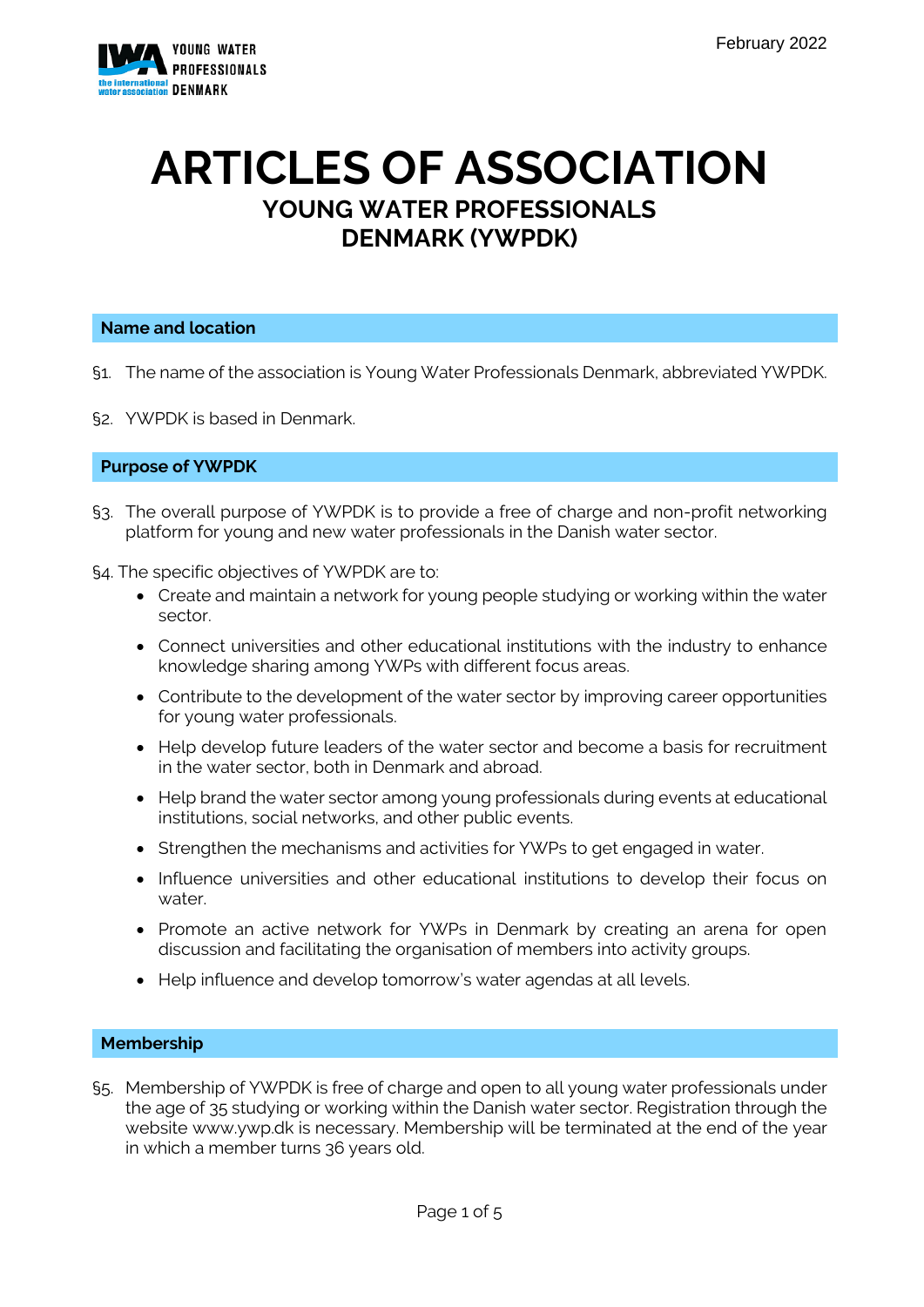February 2022

# ARTICLES OF ASSOCIATION

## YOUNG WATER PROFESSIONALS DENMARK (YWPDK)

### Name and location

§1. The name of the association is Young Water Professionals Denmark, abbreviated YWPDK.

§2. YWPDK is based in Denmark.

### Purpose of YWPDK

§3. The overall purpose of YWPDK is to provide a free of charge and non-profit networking platform for young and new water professionals in the Danish water sector.

§4. The specific objectives of YWPDK are to:

- Create and maintain a network for young people studying or working within the water sector.
- Connect universities and other educational institutions with the industry to enhance knowledge sharing among YWPs with different focus areas.
- Contribute to the development of the water sector by improving career opportunities for young water professionals.
- Help develop future leaders of the water sector and become a basis for recruitment in the water sector, both in Denmark and abroad.
- Help brand the water sector among young professionals during events at educational institutions, social networks, and other public events.
- Strengthen the mechanisms and activities for YWPs to get engaged in water.
- Influence universities and other educational institutions to develop their focus on water.
- Promote an active network for YWPs in Denmark by creating an arena for open discussion and facilitating the organisation of members into activity groups.
- Help influence and develop tomorrow's water agendas at all levels.

### Membership

§5. Membership of YWPDK is free of charge and open to all young water professionals under the age of 35 studying or working within the Danish water sector. Registration through the website www.ywp.dk is necessary. Membership will be terminated at the end of the year in which a member turns 36 years old.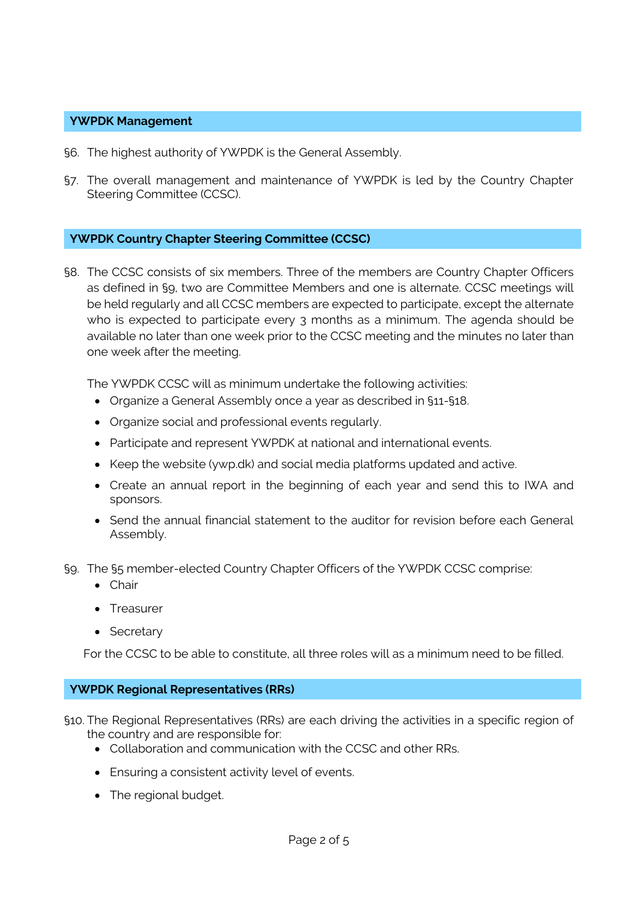## YWPDK Management

§6. The highest authority of YWPDK is the General Assembly.

§7. The overall management and maintenance of YWPDK is led by the Country Chapter Steering Committee (CCSC).

## YWPDK Country Chapter Steering Committee (CCSC)

§8. The CCSC consists of six members. Three of the members are Country Chapter Officers as defined in §9, two are Committee Members and one is alternate. CCSC meetings will be held regularly and all CCSC members are expected to participate, except the alternate who is expected to participate every 3 months as a minimum. The agenda should be available no later than one week prior to the CCSC meeting and the minutes no later than one week after the meeting.

The YWPDK CCSC will as minimum undertake the following activities:

- Organize a General Assembly once a year as described in §11-§18.
- Organize social and professional events regularly.
- Participate and represent YWPDK at national and international events.
- Keep the website (ywp.dk) and social media platforms updated and active.
- Create an annual report in the beginning of each year and send this to IWA and sponsors.
- Send the annual financial statement to the auditor for revision before each General Assembly.

§9. The §5 member-elected Country Chapter Officers of the YWPDK CCSC comprise:

- Chair
- Treasurer
- Secretary

For the CCSC to be able to constitute, all three roles will as a minimum need to be filled.

## YWPDK Regional Representatives (RRs)

§10. The Regional Representatives (RRs) are each driving the activities in a specific region of the country and are responsible for:

- Collaboration and communication with the CCSC and other RRs.
- Ensuring a consistent activity level of events.
- The regional budget.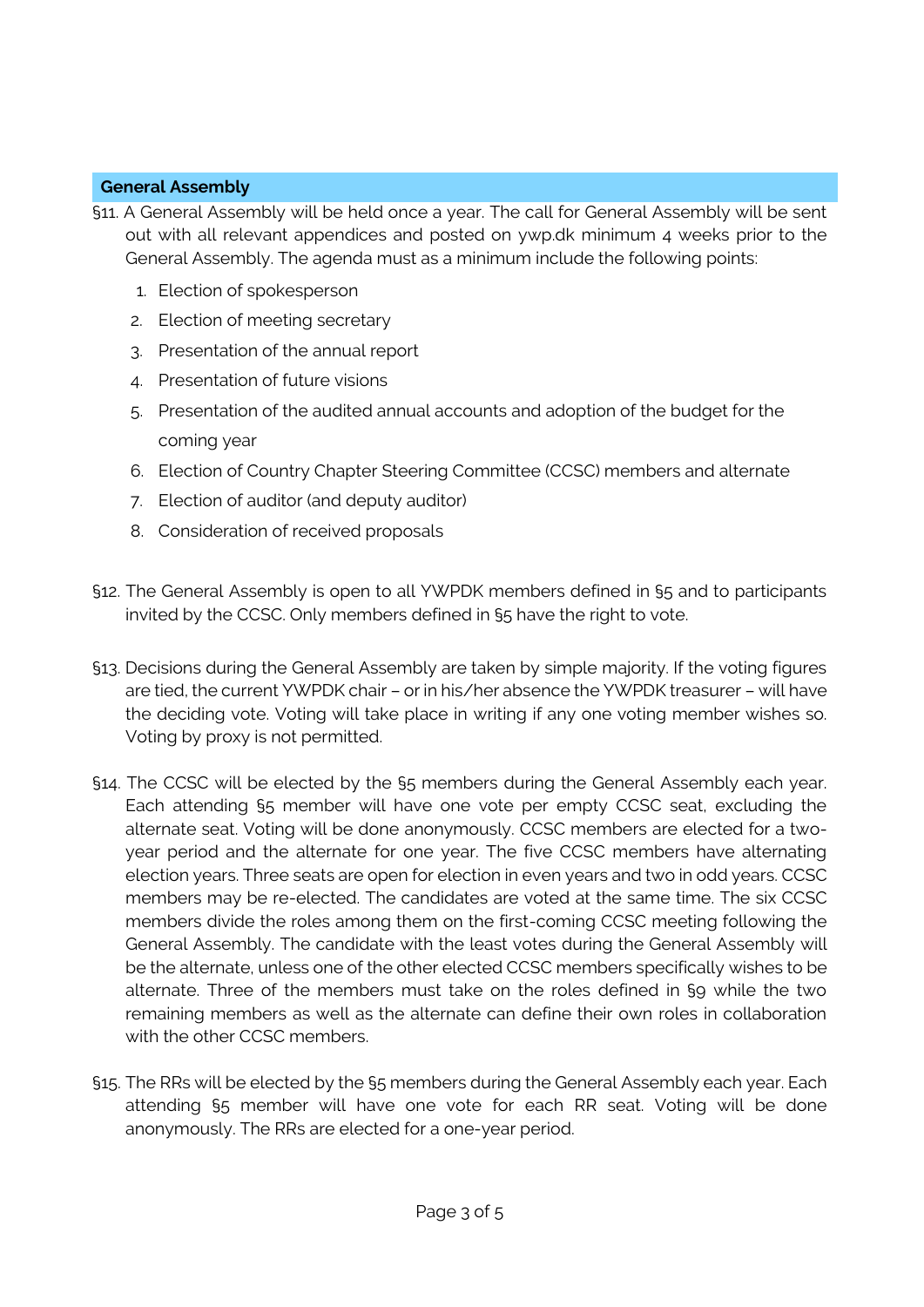## General Assembly

§11. A General Assembly will be held once a year. The call for General Assembly will be sent out with all relevant appendices and posted on ywp.dk minimum 4 weeks prior to the General Assembly. The agenda must as a minimum include the following points:

1. Election of spokesperson
2. Election of meeting secretary
3. Presentation of the annual report
4. Presentation of future visions
5. Presentation of the audited annual accounts and adoption of the budget for the coming year
6. Election of Country Chapter Steering Committee (CCSC) members and alternate
7. Election of auditor (and deputy auditor)
8. Consideration of received proposals

§12. The General Assembly is open to all YWPDK members defined in §5 and to participants invited by the CCSC. Only members defined in §5 have the right to vote.

§13. Decisions during the General Assembly are taken by simple majority. If the voting figures are tied, the current YWPDK chair – or in his/her absence the YWPDK treasurer – will have the deciding vote. Voting will take place in writing if any one voting member wishes so. Voting by proxy is not permitted.

§14. The CCSC will be elected by the §5 members during the General Assembly each year. Each attending §5 member will have one vote per empty CCSC seat, excluding the alternate seat. Voting will be done anonymously. CCSC members are elected for a two-year period and the alternate for one year. The five CCSC members have alternating election years. Three seats are open for election in even years and two in odd years. CCSC members may be re-elected. The candidates are voted at the same time. The six CCSC members divide the roles among them on the first-coming CCSC meeting following the General Assembly. The candidate with the least votes during the General Assembly will be the alternate, unless one of the other elected CCSC members specifically wishes to be alternate. Three of the members must take on the roles defined in §9 while the two remaining members as well as the alternate can define their own roles in collaboration with the other CCSC members.

§15. The RRs will be elected by the §5 members during the General Assembly each year. Each attending §5 member will have one vote for each RR seat. Voting will be done anonymously. The RRs are elected for a one-year period.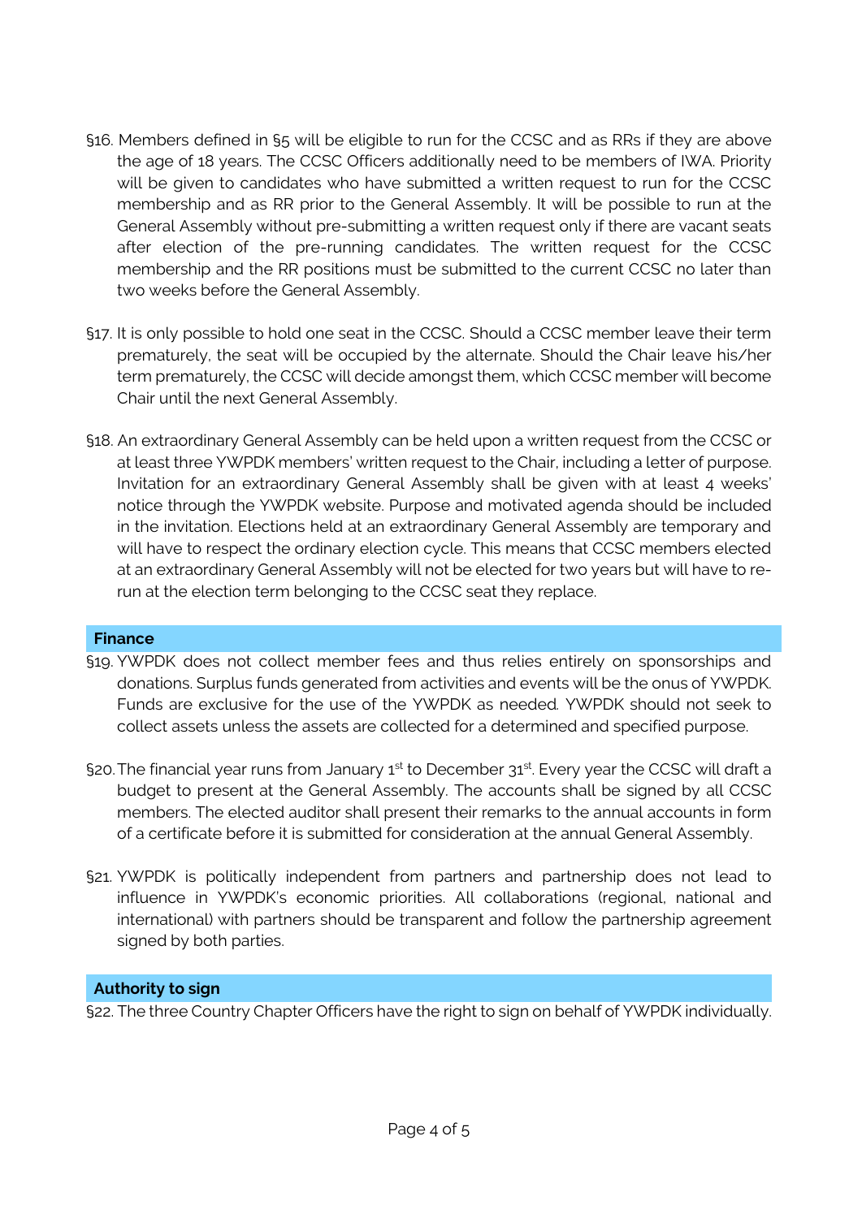§16. Members defined in §5 will be eligible to run for the CCSC and as RRs if they are above the age of 18 years. The CCSC Officers additionally need to be members of IWA. Priority will be given to candidates who have submitted a written request to run for the CCSC membership and as RR prior to the General Assembly. It will be possible to run at the General Assembly without pre-submitting a written request only if there are vacant seats after election of the pre-running candidates. The written request for the CCSC membership and the RR positions must be submitted to the current CCSC no later than two weeks before the General Assembly.

§17. It is only possible to hold one seat in the CCSC. Should a CCSC member leave their term prematurely, the seat will be occupied by the alternate. Should the Chair leave his/her term prematurely, the CCSC will decide amongst them, which CCSC member will become Chair until the next General Assembly.

§18. An extraordinary General Assembly can be held upon a written request from the CCSC or at least three YWPDK members' written request to the Chair, including a letter of purpose. Invitation for an extraordinary General Assembly shall be given with at least 4 weeks' notice through the YWPDK website. Purpose and motivated agenda should be included in the invitation. Elections held at an extraordinary General Assembly are temporary and will have to respect the ordinary election cycle. This means that CCSC members elected at an extraordinary General Assembly will not be elected for two years but will have to re-run at the election term belonging to the CCSC seat they replace.

## Finance

§19. YWPDK does not collect member fees and thus relies entirely on sponsorships and donations. Surplus funds generated from activities and events will be the onus of YWPDK. Funds are exclusive for the use of the YWPDK as needed. YWPDK should not seek to collect assets unless the assets are collected for a determined and specified purpose.

§20. The financial year runs from January 1st to December 31st. Every year the CCSC will draft a budget to present at the General Assembly. The accounts shall be signed by all CCSC members. The elected auditor shall present their remarks to the annual accounts in form of a certificate before it is submitted for consideration at the annual General Assembly.

§21. YWPDK is politically independent from partners and partnership does not lead to influence in YWPDK's economic priorities. All collaborations (regional, national and international) with partners should be transparent and follow the partnership agreement signed by both parties.

## Authority to sign

§22. The three Country Chapter Officers have the right to sign on behalf of YWPDK individually.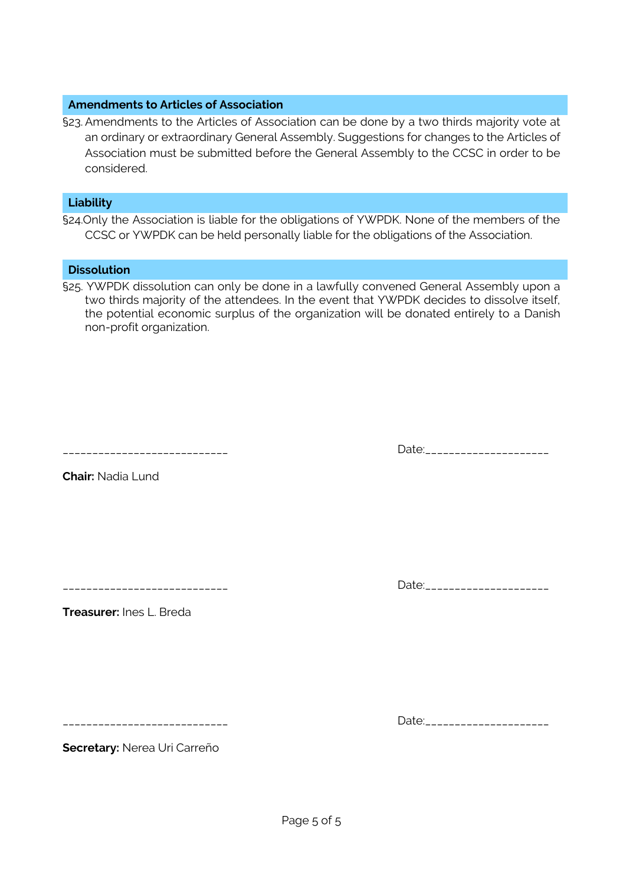## Amendments to Articles of Association

§23. Amendments to the Articles of Association can be done by a two thirds majority vote at an ordinary or extraordinary General Assembly. Suggestions for changes to the Articles of Association must be submitted before the General Assembly to the CCSC in order to be considered.

## Liability

§24. Only the Association is liable for the obligations of YWPDK. None of the members of the CCSC or YWPDK can be held personally liable for the obligations of the Association.

## Dissolution

§25. YWPDK dissolution can only be done in a lawfully convened General Assembly upon a two thirds majority of the attendees. In the event that YWPDK decides to dissolve itself, the potential economic surplus of the organization will be donated entirely to a Danish non-profit organization.

___________________________ Date:____________________

**Chair:** Nadia Lund

___________________________ Date:____________________

**Treasurer:** Ines L. Breda

___________________________ Date:____________________

**Secretary:** Nerea Uri Carreño